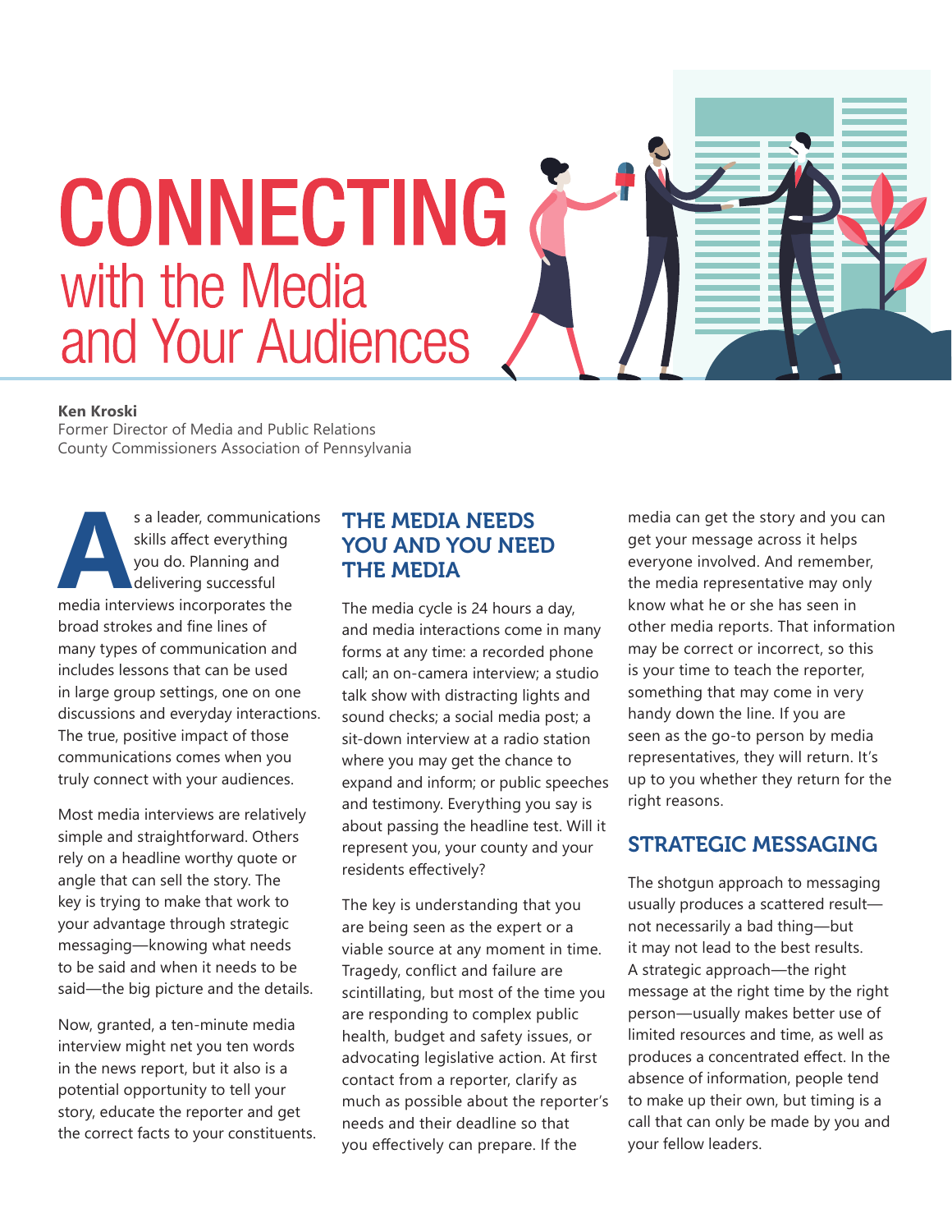# CONNECTING with the Media and Your Audiences

**Ken Kroski**
Former Director of Media and Public Relations
County Commissioners Association of Pennsylvania

As a leader, communications skills affect everything you do. Planning and delivering successful media interviews incorporates the broad strokes and fine lines of many types of communication and includes lessons that can be used in large group settings, one on one discussions and everyday interactions. The true, positive impact of those communications comes when you truly connect with your audiences.

Most media interviews are relatively simple and straightforward. Others rely on a headline worthy quote or angle that can sell the story. The key is trying to make that work to your advantage through strategic messaging—knowing what needs to be said and when it needs to be said—the big picture and the details.

Now, granted, a ten-minute media interview might net you ten words in the news report, but it also is a potential opportunity to tell your story, educate the reporter and get the correct facts to your constituents.

## THE MEDIA NEEDS YOU AND YOU NEED THE MEDIA

The media cycle is 24 hours a day, and media interactions come in many forms at any time: a recorded phone call; an on-camera interview; a studio talk show with distracting lights and sound checks; a social media post; a sit-down interview at a radio station where you may get the chance to expand and inform; or public speeches and testimony. Everything you say is about passing the headline test. Will it represent you, your county and your residents effectively?

The key is understanding that you are being seen as the expert or a viable source at any moment in time. Tragedy, conflict and failure are scintillating, but most of the time you are responding to complex public health, budget and safety issues, or advocating legislative action. At first contact from a reporter, clarify as much as possible about the reporter's needs and their deadline so that you effectively can prepare. If the media can get the story and you can get your message across it helps everyone involved. And remember, the media representative may only know what he or she has seen in other media reports. That information may be correct or incorrect, so this is your time to teach the reporter, something that may come in very handy down the line. If you are seen as the go-to person by media representatives, they will return. It's up to you whether they return for the right reasons.

## STRATEGIC MESSAGING

The shotgun approach to messaging usually produces a scattered result—not necessarily a bad thing—but it may not lead to the best results. A strategic approach—the right message at the right time by the right person—usually makes better use of limited resources and time, as well as produces a concentrated effect. In the absence of information, people tend to make up their own, but timing is a call that can only be made by you and your fellow leaders.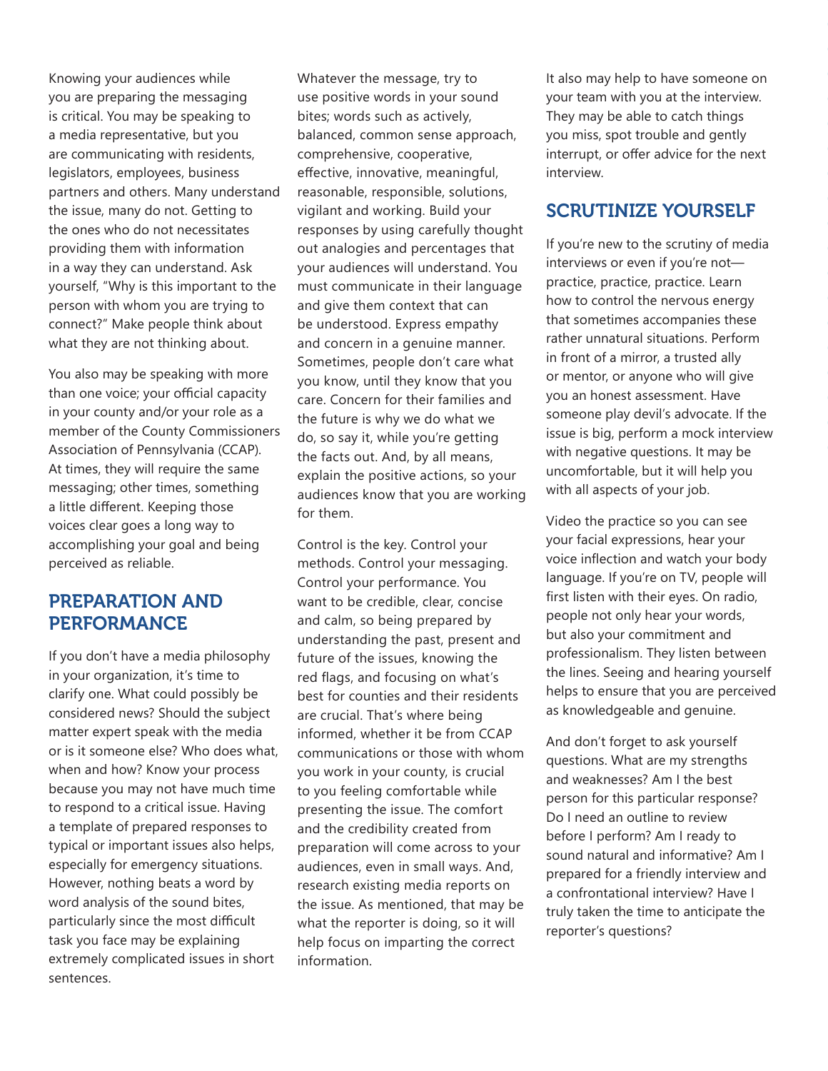Knowing your audiences while you are preparing the messaging is critical. You may be speaking to a media representative, but you are communicating with residents, legislators, employees, business partners and others. Many understand the issue, many do not. Getting to the ones who do not necessitates providing them with information in a way they can understand. Ask yourself, "Why is this important to the person with whom you are trying to connect?" Make people think about what they are not thinking about.

You also may be speaking with more than one voice; your official capacity in your county and/or your role as a member of the County Commissioners Association of Pennsylvania (CCAP). At times, they will require the same messaging; other times, something a little different. Keeping those voices clear goes a long way to accomplishing your goal and being perceived as reliable.

## PREPARATION AND PERFORMANCE

If you don't have a media philosophy in your organization, it's time to clarify one. What could possibly be considered news? Should the subject matter expert speak with the media or is it someone else? Who does what, when and how? Know your process because you may not have much time to respond to a critical issue. Having a template of prepared responses to typical or important issues also helps, especially for emergency situations. However, nothing beats a word by word analysis of the sound bites, particularly since the most difficult task you face may be explaining extremely complicated issues in short sentences.

Whatever the message, try to use positive words in your sound bites; words such as actively, balanced, common sense approach, comprehensive, cooperative, effective, innovative, meaningful, reasonable, responsible, solutions, vigilant and working. Build your responses by using carefully thought out analogies and percentages that your audiences will understand. You must communicate in their language and give them context that can be understood. Express empathy and concern in a genuine manner. Sometimes, people don't care what you know, until they know that you care. Concern for their families and the future is why we do what we do, so say it, while you're getting the facts out. And, by all means, explain the positive actions, so your audiences know that you are working for them.

Control is the key. Control your methods. Control your messaging. Control your performance. You want to be credible, clear, concise and calm, so being prepared by understanding the past, present and future of the issues, knowing the red flags, and focusing on what's best for counties and their residents are crucial. That's where being informed, whether it be from CCAP communications or those with whom you work in your county, is crucial to you feeling comfortable while presenting the issue. The comfort and the credibility created from preparation will come across to your audiences, even in small ways. And, research existing media reports on the issue. As mentioned, that may be what the reporter is doing, so it will help focus on imparting the correct information.

It also may help to have someone on your team with you at the interview. They may be able to catch things you miss, spot trouble and gently interrupt, or offer advice for the next interview.

## SCRUTINIZE YOURSELF

If you're new to the scrutiny of media interviews or even if you're not—practice, practice, practice. Learn how to control the nervous energy that sometimes accompanies these rather unnatural situations. Perform in front of a mirror, a trusted ally or mentor, or anyone who will give you an honest assessment. Have someone play devil's advocate. If the issue is big, perform a mock interview with negative questions. It may be uncomfortable, but it will help you with all aspects of your job.

Video the practice so you can see your facial expressions, hear your voice inflection and watch your body language. If you're on TV, people will first listen with their eyes. On radio, people not only hear your words, but also your commitment and professionalism. They listen between the lines. Seeing and hearing yourself helps to ensure that you are perceived as knowledgeable and genuine.

And don't forget to ask yourself questions. What are my strengths and weaknesses? Am I the best person for this particular response? Do I need an outline to review before I perform? Am I ready to sound natural and informative? Am I prepared for a friendly interview and a confrontational interview? Have I truly taken the time to anticipate the reporter's questions?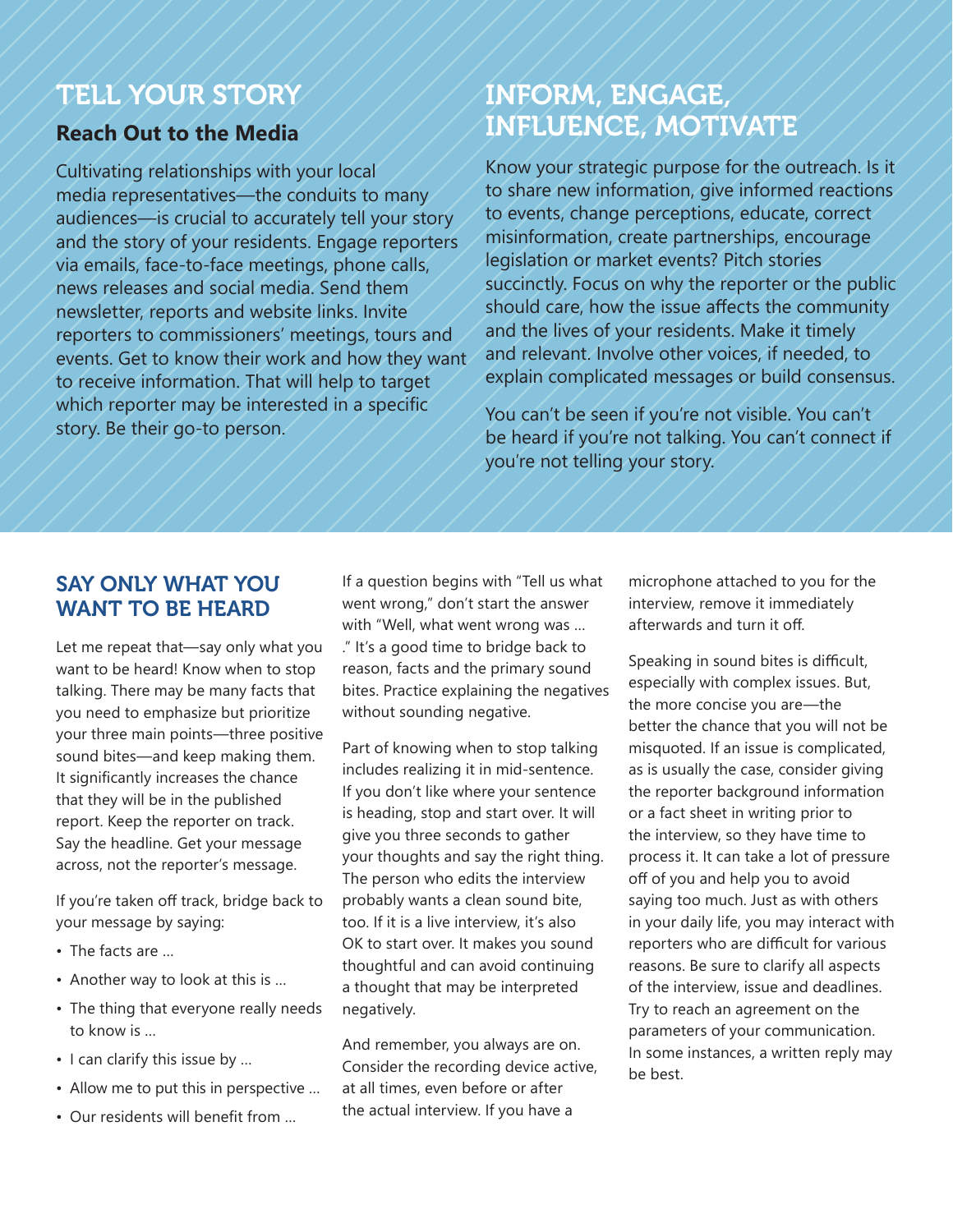## TELL YOUR STORY

### Reach Out to the Media

Cultivating relationships with your local media representatives—the conduits to many audiences—is crucial to accurately tell your story and the story of your residents. Engage reporters via emails, face-to-face meetings, phone calls, news releases and social media. Send them newsletter, reports and website links. Invite reporters to commissioners' meetings, tours and events. Get to know their work and how they want to receive information. That will help to target which reporter may be interested in a specific story. Be their go-to person.

## INFORM, ENGAGE, INFLUENCE, MOTIVATE

Know your strategic purpose for the outreach. Is it to share new information, give informed reactions to events, change perceptions, educate, correct misinformation, create partnerships, encourage legislation or market events? Pitch stories succinctly. Focus on why the reporter or the public should care, how the issue affects the community and the lives of your residents. Make it timely and relevant. Involve other voices, if needed, to explain complicated messages or build consensus.

You can't be seen if you're not visible. You can't be heard if you're not talking. You can't connect if you're not telling your story.

## SAY ONLY WHAT YOU WANT TO BE HEARD

Let me repeat that—say only what you want to be heard! Know when to stop talking. There may be many facts that you need to emphasize but prioritize your three main points—three positive sound bites—and keep making them. It significantly increases the chance that they will be in the published report. Keep the reporter on track. Say the headline. Get your message across, not the reporter's message.

If you're taken off track, bridge back to your message by saying:

- The facts are …
- Another way to look at this is …
- The thing that everyone really needs to know is …
- I can clarify this issue by …
- Allow me to put this in perspective …
- Our residents will benefit from …

If a question begins with "Tell us what went wrong," don't start the answer with "Well, what went wrong was … ." It's a good time to bridge back to reason, facts and the primary sound bites. Practice explaining the negatives without sounding negative.

Part of knowing when to stop talking includes realizing it in mid-sentence. If you don't like where your sentence is heading, stop and start over. It will give you three seconds to gather your thoughts and say the right thing. The person who edits the interview probably wants a clean sound bite, too. If it is a live interview, it's also OK to start over. It makes you sound thoughtful and can avoid continuing a thought that may be interpreted negatively.

And remember, you always are on. Consider the recording device active, at all times, even before or after the actual interview. If you have a microphone attached to you for the interview, remove it immediately afterwards and turn it off.

Speaking in sound bites is difficult, especially with complex issues. But, the more concise you are—the better the chance that you will not be misquoted. If an issue is complicated, as is usually the case, consider giving the reporter background information or a fact sheet in writing prior to the interview, so they have time to process it. It can take a lot of pressure off of you and help you to avoid saying too much. Just as with others in your daily life, you may interact with reporters who are difficult for various reasons. Be sure to clarify all aspects of the interview, issue and deadlines. Try to reach an agreement on the parameters of your communication. In some instances, a written reply may be best.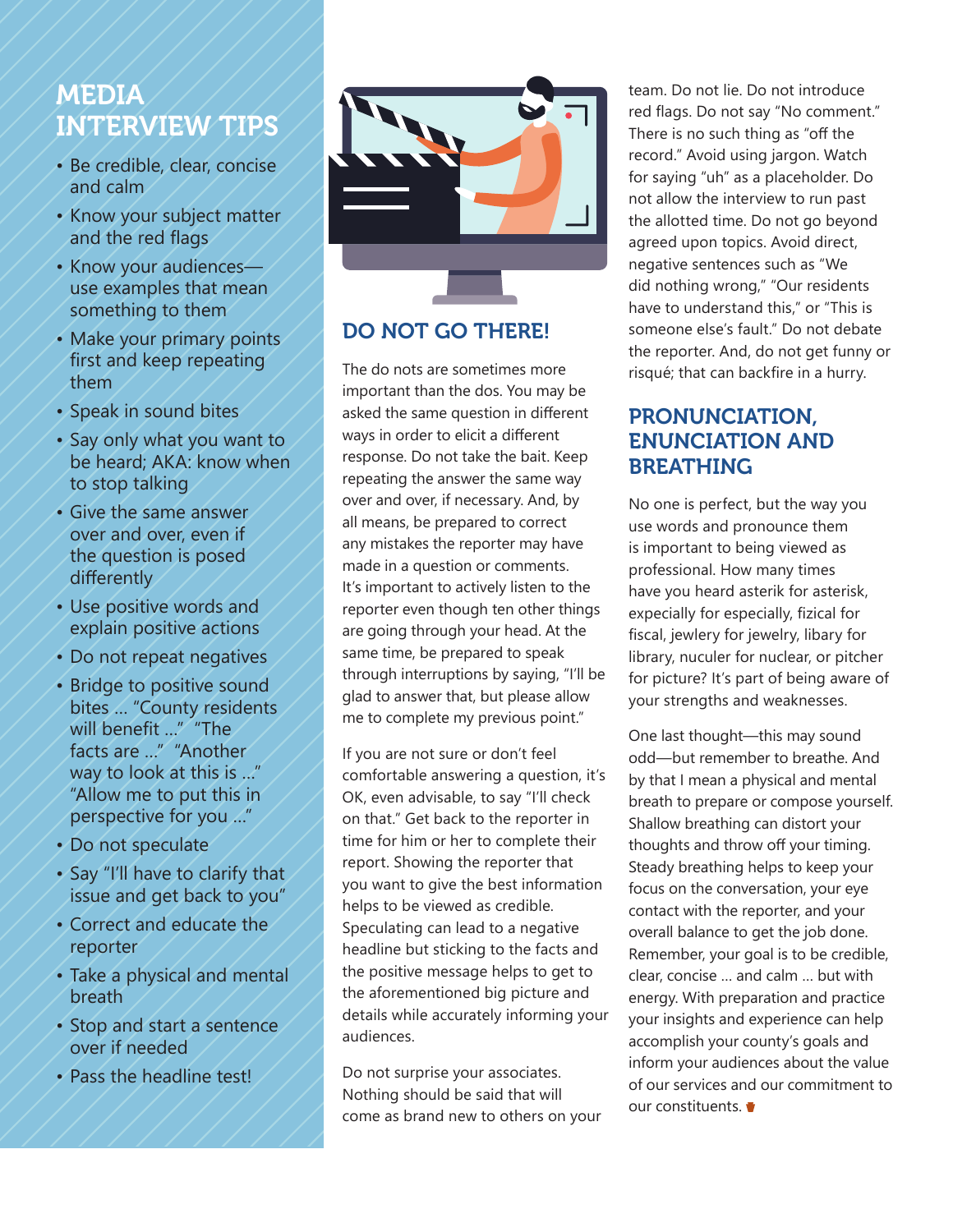## MEDIA INTERVIEW TIPS

- Be credible, clear, concise and calm
- Know your subject matter and the red flags
- Know your audiences—use examples that mean something to them
- Make your primary points first and keep repeating them
- Speak in sound bites
- Say only what you want to be heard; AKA: know when to stop talking
- Give the same answer over and over, even if the question is posed differently
- Use positive words and explain positive actions
- Do not repeat negatives
- Bridge to positive sound bites … "County residents will benefit …" "The facts are …" "Another way to look at this is …" "Allow me to put this in perspective for you …"
- Do not speculate
- Say "I'll have to clarify that issue and get back to you"
- Correct and educate the reporter
- Take a physical and mental breath
- Stop and start a sentence over if needed
- Pass the headline test!

## DO NOT GO THERE!

The do nots are sometimes more important than the dos. You may be asked the same question in different ways in order to elicit a different response. Do not take the bait. Keep repeating the answer the same way over and over, if necessary. And, by all means, be prepared to correct any mistakes the reporter may have made in a question or comments. It's important to actively listen to the reporter even though ten other things are going through your head. At the same time, be prepared to speak through interruptions by saying, "I'll be glad to answer that, but please allow me to complete my previous point."

If you are not sure or don't feel comfortable answering a question, it's OK, even advisable, to say "I'll check on that." Get back to the reporter in time for him or her to complete their report. Showing the reporter that you want to give the best information helps to be viewed as credible. Speculating can lead to a negative headline but sticking to the facts and the positive message helps to get to the aforementioned big picture and details while accurately informing your audiences.

Do not surprise your associates. Nothing should be said that will come as brand new to others on your team. Do not lie. Do not introduce red flags. Do not say "No comment." There is no such thing as "off the record." Avoid using jargon. Watch for saying "uh" as a placeholder. Do not allow the interview to run past the allotted time. Do not go beyond agreed upon topics. Avoid direct, negative sentences such as "We did nothing wrong," "Our residents have to understand this," or "This is someone else's fault." Do not debate the reporter. And, do not get funny or risqué; that can backfire in a hurry.

## PRONUNCIATION, ENUNCIATION AND BREATHING

No one is perfect, but the way you use words and pronounce them is important to being viewed as professional. How many times have you heard asterik for asterisk, expecially for especially, fizical for fiscal, jewlery for jewelry, libary for library, nuculer for nuclear, or pitcher for picture? It's part of being aware of your strengths and weaknesses.

One last thought—this may sound odd—but remember to breathe. And by that I mean a physical and mental breath to prepare or compose yourself. Shallow breathing can distort your thoughts and throw off your timing. Steady breathing helps to keep your focus on the conversation, your eye contact with the reporter, and your overall balance to get the job done. Remember, your goal is to be credible, clear, concise … and calm … but with energy. With preparation and practice your insights and experience can help accomplish your county's goals and inform your audiences about the value of our services and our commitment to our constituents.